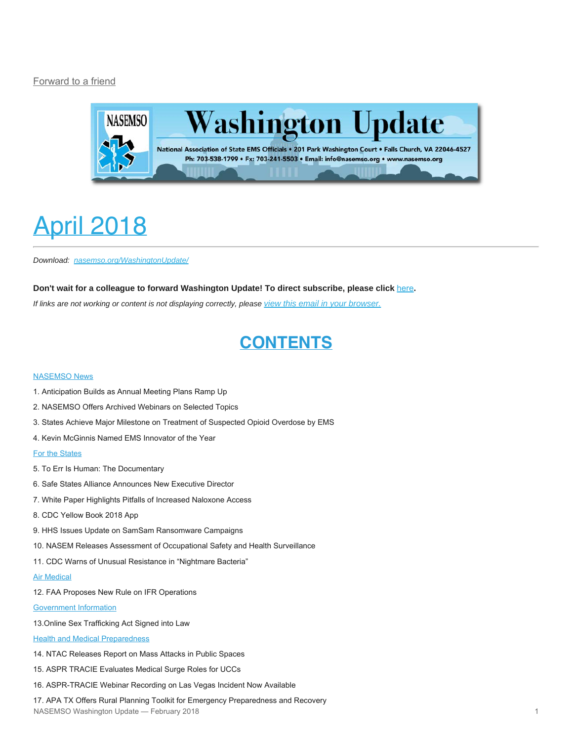Forward to a friend

# Washington Update

National Association of State EMS Officials • 201 Park Washington Court • Falls Church, VA 22046-4527
Ph: 703-538-1799 • Fx: 703-241-5503 • Email: info@nasemso.org • www.nasemso.org

# April 2018

*Download: nasemso.org/WashingtonUpdate/*

**Don't wait for a colleague to forward Washington Update! To direct subscribe, please click here.**

*If links are not working or content is not displaying correctly, please view this email in your browser.*

## CONTENTS

NASEMSO News

1. Anticipation Builds as Annual Meeting Plans Ramp Up
2. NASEMSO Offers Archived Webinars on Selected Topics
3. States Achieve Major Milestone on Treatment of Suspected Opioid Overdose by EMS
4. Kevin McGinnis Named EMS Innovator of the Year

For the States

5. To Err Is Human: The Documentary
6. Safe States Alliance Announces New Executive Director
7. White Paper Highlights Pitfalls of Increased Naloxone Access
8. CDC Yellow Book 2018 App
9. HHS Issues Update on SamSam Ransomware Campaigns
10. NASEM Releases Assessment of Occupational Safety and Health Surveillance
11. CDC Warns of Unusual Resistance in "Nightmare Bacteria"

Air Medical

12. FAA Proposes New Rule on IFR Operations

Government Information

13.Online Sex Trafficking Act Signed into Law

Health and Medical Preparedness

14. NTAC Releases Report on Mass Attacks in Public Spaces
15. ASPR TRACIE Evaluates Medical Surge Roles for UCCs
16. ASPR-TRACIE Webinar Recording on Las Vegas Incident Now Available
17. APA TX Offers Rural Planning Toolkit for Emergency Preparedness and Recovery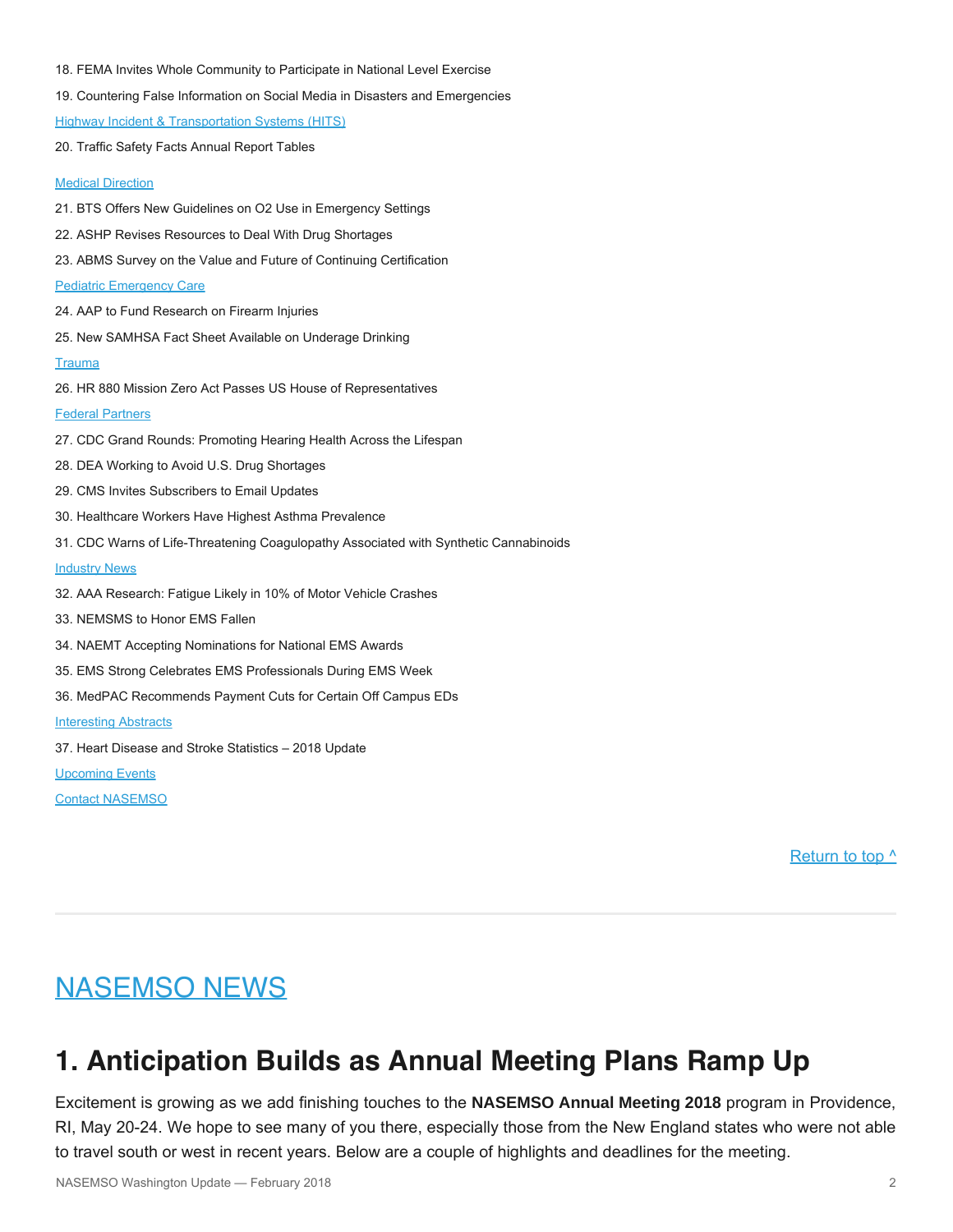18. FEMA Invites Whole Community to Participate in National Level Exercise

19. Countering False Information on Social Media in Disasters and Emergencies

[Highway Incident & Transportation Systems (HITS)]

20. Traffic Safety Facts Annual Report Tables

[Medical Direction]

21. BTS Offers New Guidelines on O2 Use in Emergency Settings

22. ASHP Revises Resources to Deal With Drug Shortages

23. ABMS Survey on the Value and Future of Continuing Certification

[Pediatric Emergency Care]

24. AAP to Fund Research on Firearm Injuries

25. New SAMHSA Fact Sheet Available on Underage Drinking

[Trauma]

26. HR 880 Mission Zero Act Passes US House of Representatives

[Federal Partners]

27. CDC Grand Rounds: Promoting Hearing Health Across the Lifespan

28. DEA Working to Avoid U.S. Drug Shortages

29. CMS Invites Subscribers to Email Updates

30. Healthcare Workers Have Highest Asthma Prevalence

31. CDC Warns of Life-Threatening Coagulopathy Associated with Synthetic Cannabinoids

[Industry News]

32. AAA Research: Fatigue Likely in 10% of Motor Vehicle Crashes

33. NEMSMS to Honor EMS Fallen

34. NAEMT Accepting Nominations for National EMS Awards

35. EMS Strong Celebrates EMS Professionals During EMS Week

36. MedPAC Recommends Payment Cuts for Certain Off Campus EDs

[Interesting Abstracts]

37. Heart Disease and Stroke Statistics – 2018 Update

[Upcoming Events]

[Contact NASEMSO]

Return to top ^

---

# NASEMSO NEWS

## 1. Anticipation Builds as Annual Meeting Plans Ramp Up

Excitement is growing as we add finishing touches to the **NASEMSO Annual Meeting 2018** program in Providence, RI, May 20-24. We hope to see many of you there, especially those from the New England states who were not able to travel south or west in recent years. Below are a couple of highlights and deadlines for the meeting.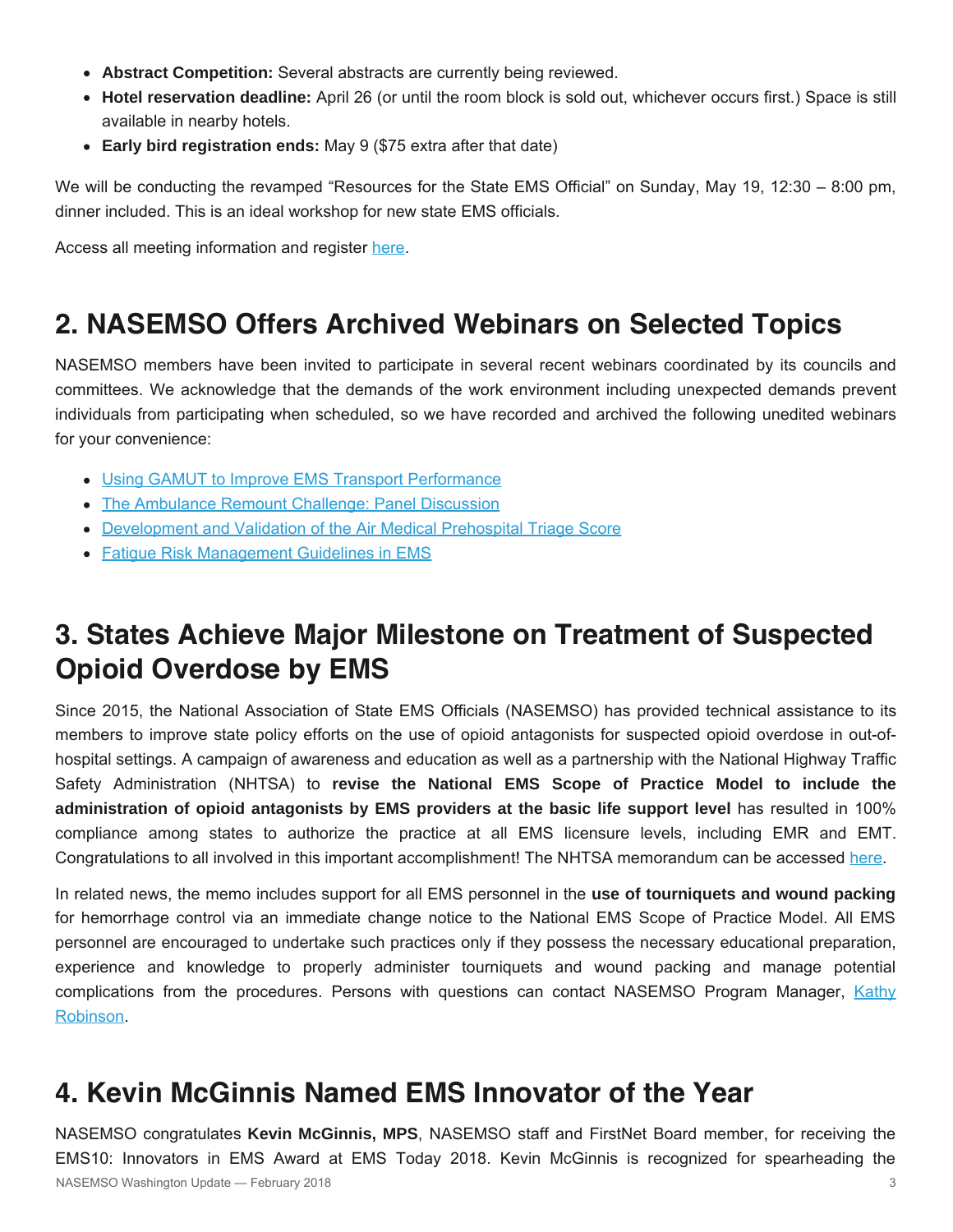- **Abstract Competition:** Several abstracts are currently being reviewed.
- **Hotel reservation deadline:** April 26 (or until the room block is sold out, whichever occurs first.) Space is still available in nearby hotels.
- **Early bird registration ends:** May 9 ($75 extra after that date)

We will be conducting the revamped "Resources for the State EMS Official" on Sunday, May 19, 12:30 – 8:00 pm, dinner included. This is an ideal workshop for new state EMS officials.

Access all meeting information and register [here](#).

## 2. NASEMSO Offers Archived Webinars on Selected Topics

NASEMSO members have been invited to participate in several recent webinars coordinated by its councils and committees. We acknowledge that the demands of the work environment including unexpected demands prevent individuals from participating when scheduled, so we have recorded and archived the following unedited webinars for your convenience:

- [Using GAMUT to Improve EMS Transport Performance](#)
- [The Ambulance Remount Challenge: Panel Discussion](#)
- [Development and Validation of the Air Medical Prehospital Triage Score](#)
- [Fatigue Risk Management Guidelines in EMS](#)

## 3. States Achieve Major Milestone on Treatment of Suspected Opioid Overdose by EMS

Since 2015, the National Association of State EMS Officials (NASEMSO) has provided technical assistance to its members to improve state policy efforts on the use of opioid antagonists for suspected opioid overdose in out-of-hospital settings. A campaign of awareness and education as well as a partnership with the National Highway Traffic Safety Administration (NHTSA) to **revise the National EMS Scope of Practice Model to include the administration of opioid antagonists by EMS providers at the basic life support level** has resulted in 100% compliance among states to authorize the practice at all EMS licensure levels, including EMR and EMT. Congratulations to all involved in this important accomplishment! The NHTSA memorandum can be accessed [here](#).

In related news, the memo includes support for all EMS personnel in the **use of tourniquets and wound packing** for hemorrhage control via an immediate change notice to the National EMS Scope of Practice Model. All EMS personnel are encouraged to undertake such practices only if they possess the necessary educational preparation, experience and knowledge to properly administer tourniquets and wound packing and manage potential complications from the procedures. Persons with questions can contact NASEMSO Program Manager, [Kathy Robinson](#).

## 4. Kevin McGinnis Named EMS Innovator of the Year

NASEMSO congratulates **Kevin McGinnis, MPS**, NASEMSO staff and FirstNet Board member, for receiving the EMS10: Innovators in EMS Award at EMS Today 2018. Kevin McGinnis is recognized for spearheading the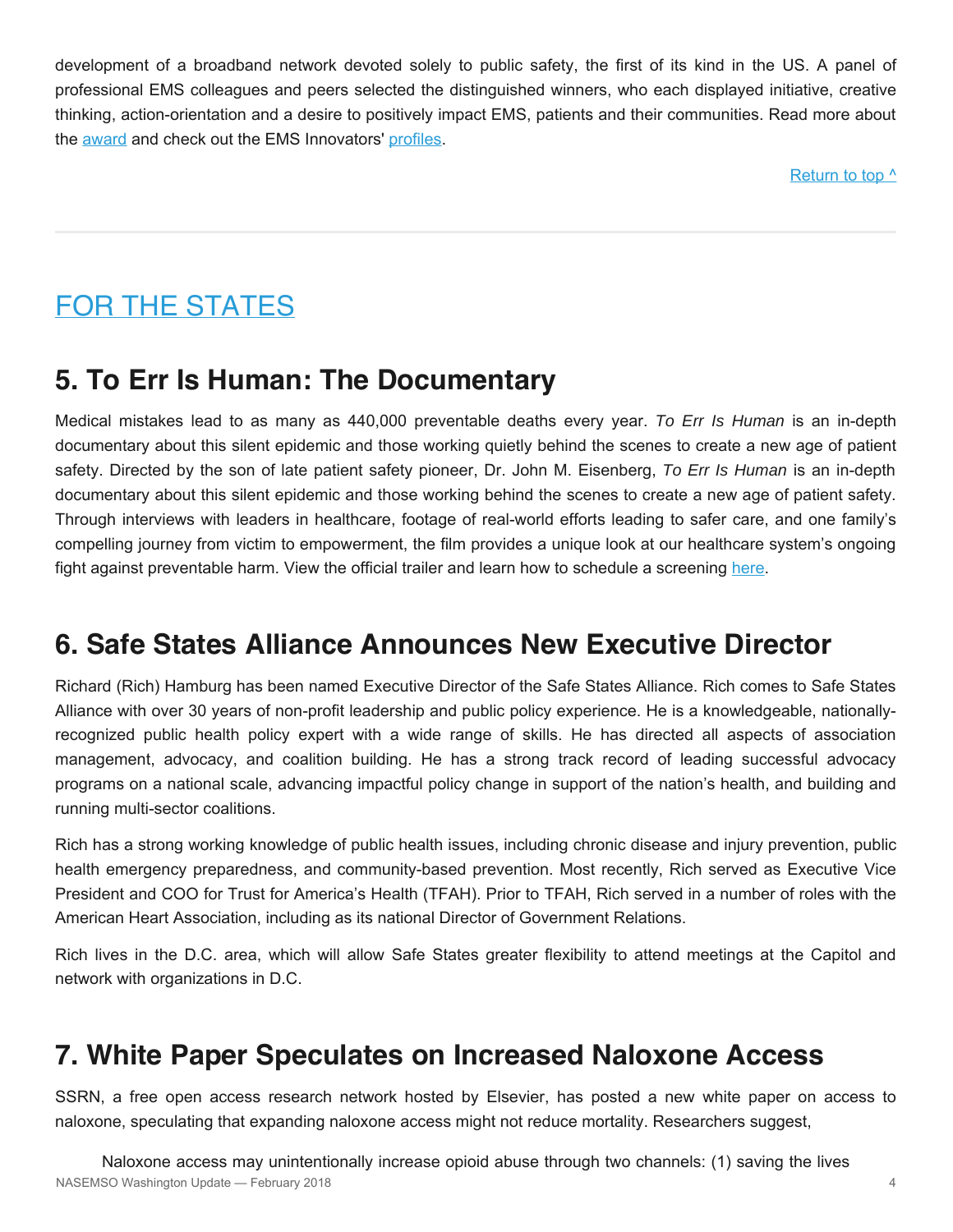development of a broadband network devoted solely to public safety, the first of its kind in the US. A panel of professional EMS colleagues and peers selected the distinguished winners, who each displayed initiative, creative thinking, action-orientation and a desire to positively impact EMS, patients and their communities. Read more about the award and check out the EMS Innovators' profiles.

Return to top ^

---

# FOR THE STATES

## 5. To Err Is Human: The Documentary

Medical mistakes lead to as many as 440,000 preventable deaths every year. *To Err Is Human* is an in-depth documentary about this silent epidemic and those working quietly behind the scenes to create a new age of patient safety. Directed by the son of late patient safety pioneer, Dr. John M. Eisenberg, *To Err Is Human* is an in-depth documentary about this silent epidemic and those working behind the scenes to create a new age of patient safety. Through interviews with leaders in healthcare, footage of real-world efforts leading to safer care, and one family's compelling journey from victim to empowerment, the film provides a unique look at our healthcare system's ongoing fight against preventable harm. View the official trailer and learn how to schedule a screening here.

## 6. Safe States Alliance Announces New Executive Director

Richard (Rich) Hamburg has been named Executive Director of the Safe States Alliance. Rich comes to Safe States Alliance with over 30 years of non-profit leadership and public policy experience. He is a knowledgeable, nationally-recognized public health policy expert with a wide range of skills. He has directed all aspects of association management, advocacy, and coalition building. He has a strong track record of leading successful advocacy programs on a national scale, advancing impactful policy change in support of the nation's health, and building and running multi-sector coalitions.

Rich has a strong working knowledge of public health issues, including chronic disease and injury prevention, public health emergency preparedness, and community-based prevention. Most recently, Rich served as Executive Vice President and COO for Trust for America's Health (TFAH). Prior to TFAH, Rich served in a number of roles with the American Heart Association, including as its national Director of Government Relations.

Rich lives in the D.C. area, which will allow Safe States greater flexibility to attend meetings at the Capitol and network with organizations in D.C.

## 7. White Paper Speculates on Increased Naloxone Access

SSRN, a free open access research network hosted by Elsevier, has posted a new white paper on access to naloxone, speculating that expanding naloxone access might not reduce mortality. Researchers suggest,

> Naloxone access may unintentionally increase opioid abuse through two channels: (1) saving the lives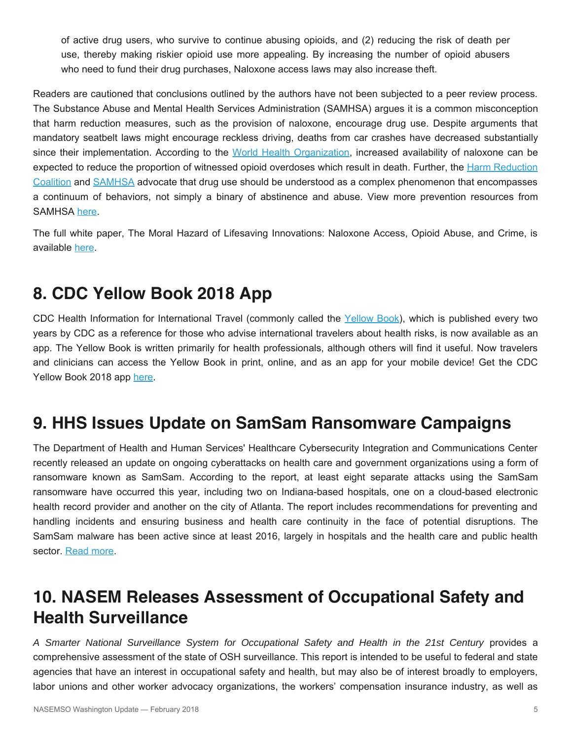of active drug users, who survive to continue abusing opioids, and (2) reducing the risk of death per use, thereby making riskier opioid use more appealing. By increasing the number of opioid abusers who need to fund their drug purchases, Naloxone access laws may also increase theft.

Readers are cautioned that conclusions outlined by the authors have not been subjected to a peer review process. The Substance Abuse and Mental Health Services Administration (SAMHSA) argues it is a common misconception that harm reduction measures, such as the provision of naloxone, encourage drug use. Despite arguments that mandatory seatbelt laws might encourage reckless driving, deaths from car crashes have decreased substantially since their implementation. According to the World Health Organization, increased availability of naloxone can be expected to reduce the proportion of witnessed opioid overdoses which result in death. Further, the Harm Reduction Coalition and SAMHSA advocate that drug use should be understood as a complex phenomenon that encompasses a continuum of behaviors, not simply a binary of abstinence and abuse. View more prevention resources from SAMHSA here.

The full white paper, The Moral Hazard of Lifesaving Innovations: Naloxone Access, Opioid Abuse, and Crime, is available here.

## 8. CDC Yellow Book 2018 App

CDC Health Information for International Travel (commonly called the Yellow Book), which is published every two years by CDC as a reference for those who advise international travelers about health risks, is now available as an app. The Yellow Book is written primarily for health professionals, although others will find it useful. Now travelers and clinicians can access the Yellow Book in print, online, and as an app for your mobile device! Get the CDC Yellow Book 2018 app here.

## 9. HHS Issues Update on SamSam Ransomware Campaigns

The Department of Health and Human Services' Healthcare Cybersecurity Integration and Communications Center recently released an update on ongoing cyberattacks on health care and government organizations using a form of ransomware known as SamSam. According to the report, at least eight separate attacks using the SamSam ransomware have occurred this year, including two on Indiana-based hospitals, one on a cloud-based electronic health record provider and another on the city of Atlanta. The report includes recommendations for preventing and handling incidents and ensuring business and health care continuity in the face of potential disruptions. The SamSam malware has been active since at least 2016, largely in hospitals and the health care and public health sector. Read more.

## 10. NASEM Releases Assessment of Occupational Safety and Health Surveillance

*A Smarter National Surveillance System for Occupational Safety and Health in the 21st Century* provides a comprehensive assessment of the state of OSH surveillance. This report is intended to be useful to federal and state agencies that have an interest in occupational safety and health, but may also be of interest broadly to employers, labor unions and other worker advocacy organizations, the workers' compensation insurance industry, as well as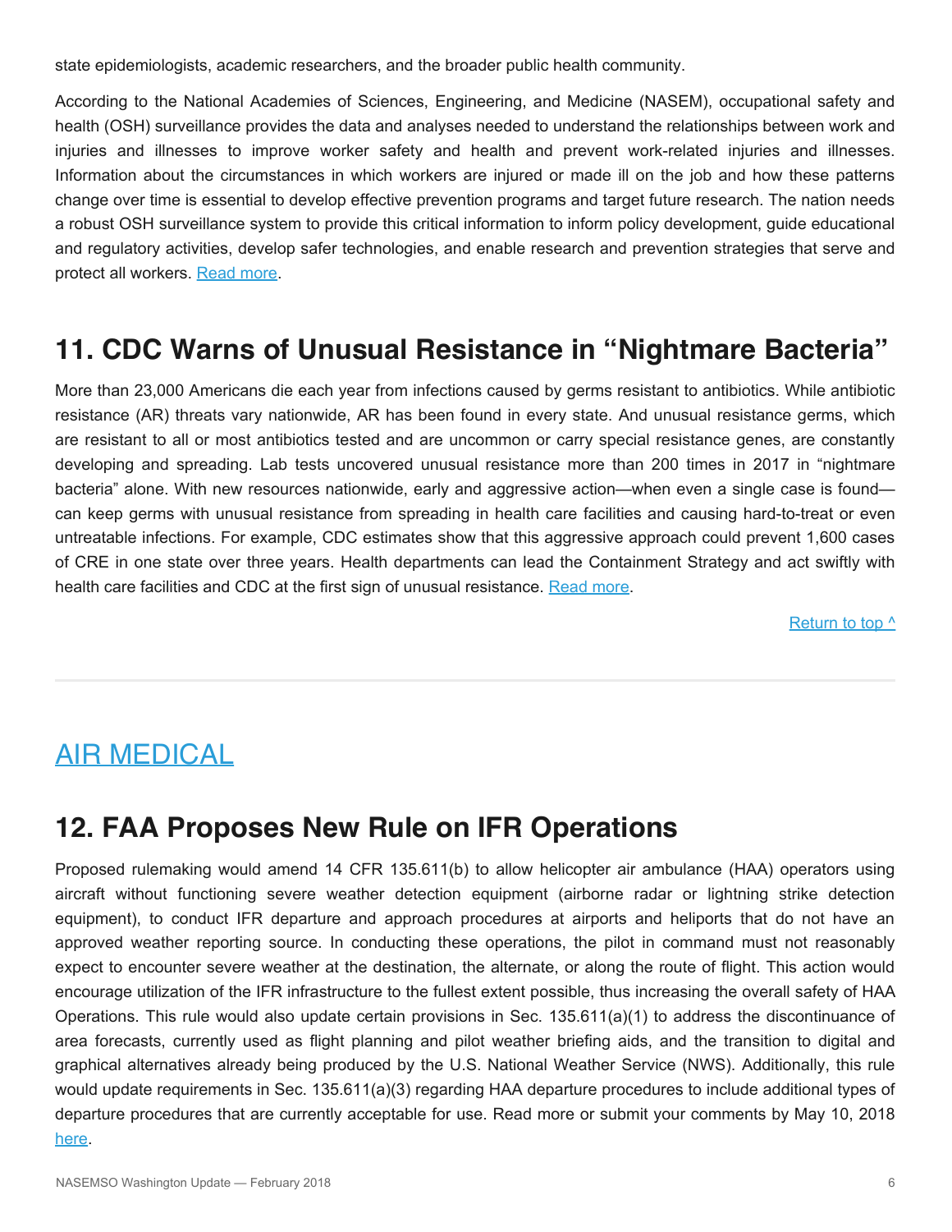state epidemiologists, academic researchers, and the broader public health community.

According to the National Academies of Sciences, Engineering, and Medicine (NASEM), occupational safety and health (OSH) surveillance provides the data and analyses needed to understand the relationships between work and injuries and illnesses to improve worker safety and health and prevent work-related injuries and illnesses. Information about the circumstances in which workers are injured or made ill on the job and how these patterns change over time is essential to develop effective prevention programs and target future research. The nation needs a robust OSH surveillance system to provide this critical information to inform policy development, guide educational and regulatory activities, develop safer technologies, and enable research and prevention strategies that serve and protect all workers. Read more.

## 11. CDC Warns of Unusual Resistance in "Nightmare Bacteria"

More than 23,000 Americans die each year from infections caused by germs resistant to antibiotics. While antibiotic resistance (AR) threats vary nationwide, AR has been found in every state. And unusual resistance germs, which are resistant to all or most antibiotics tested and are uncommon or carry special resistance genes, are constantly developing and spreading. Lab tests uncovered unusual resistance more than 200 times in 2017 in "nightmare bacteria" alone. With new resources nationwide, early and aggressive action—when even a single case is found—can keep germs with unusual resistance from spreading in health care facilities and causing hard-to-treat or even untreatable infections. For example, CDC estimates show that this aggressive approach could prevent 1,600 cases of CRE in one state over three years. Health departments can lead the Containment Strategy and act swiftly with health care facilities and CDC at the first sign of unusual resistance. Read more.

Return to top ^

# AIR MEDICAL

## 12. FAA Proposes New Rule on IFR Operations

Proposed rulemaking would amend 14 CFR 135.611(b) to allow helicopter air ambulance (HAA) operators using aircraft without functioning severe weather detection equipment (airborne radar or lightning strike detection equipment), to conduct IFR departure and approach procedures at airports and heliports that do not have an approved weather reporting source. In conducting these operations, the pilot in command must not reasonably expect to encounter severe weather at the destination, the alternate, or along the route of flight. This action would encourage utilization of the IFR infrastructure to the fullest extent possible, thus increasing the overall safety of HAA Operations. This rule would also update certain provisions in Sec. 135.611(a)(1) to address the discontinuance of area forecasts, currently used as flight planning and pilot weather briefing aids, and the transition to digital and graphical alternatives already being produced by the U.S. National Weather Service (NWS). Additionally, this rule would update requirements in Sec. 135.611(a)(3) regarding HAA departure procedures to include additional types of departure procedures that are currently acceptable for use. Read more or submit your comments by May 10, 2018 here.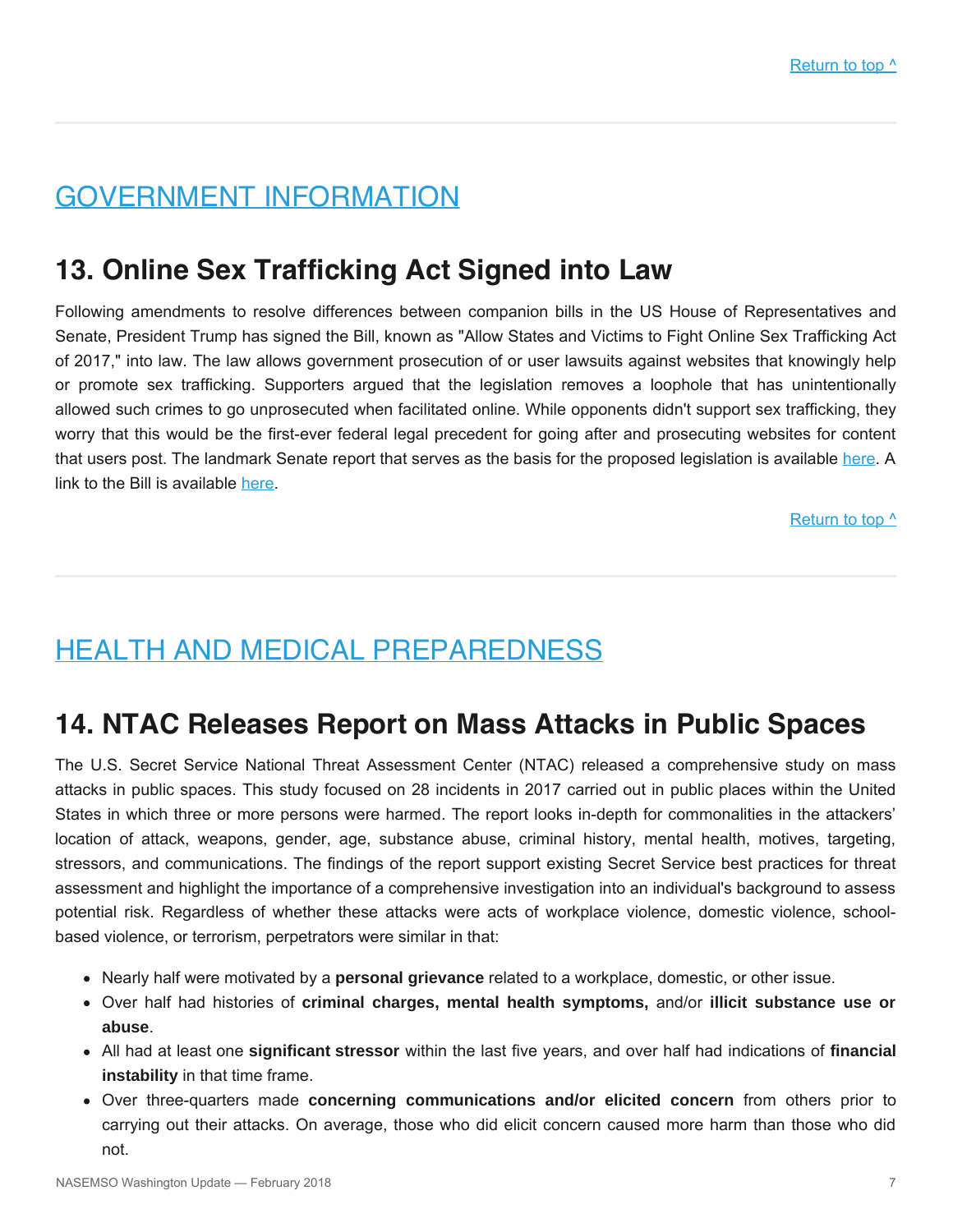Return to top ^

## GOVERNMENT INFORMATION

## 13. Online Sex Trafficking Act Signed into Law

Following amendments to resolve differences between companion bills in the US House of Representatives and Senate, President Trump has signed the Bill, known as "Allow States and Victims to Fight Online Sex Trafficking Act of 2017," into law. The law allows government prosecution of or user lawsuits against websites that knowingly help or promote sex trafficking. Supporters argued that the legislation removes a loophole that has unintentionally allowed such crimes to go unprosecuted when facilitated online. While opponents didn't support sex trafficking, they worry that this would be the first-ever federal legal precedent for going after and prosecuting websites for content that users post. The landmark Senate report that serves as the basis for the proposed legislation is available here. A link to the Bill is available here.

Return to top ^

## HEALTH AND MEDICAL PREPAREDNESS

## 14. NTAC Releases Report on Mass Attacks in Public Spaces

The U.S. Secret Service National Threat Assessment Center (NTAC) released a comprehensive study on mass attacks in public spaces. This study focused on 28 incidents in 2017 carried out in public places within the United States in which three or more persons were harmed. The report looks in-depth for commonalities in the attackers' location of attack, weapons, gender, age, substance abuse, criminal history, mental health, motives, targeting, stressors, and communications. The findings of the report support existing Secret Service best practices for threat assessment and highlight the importance of a comprehensive investigation into an individual's background to assess potential risk. Regardless of whether these attacks were acts of workplace violence, domestic violence, school-based violence, or terrorism, perpetrators were similar in that:

- Nearly half were motivated by a **personal grievance** related to a workplace, domestic, or other issue.
- Over half had histories of **criminal charges, mental health symptoms,** and/or **illicit substance use or abuse**.
- All had at least one **significant stressor** within the last five years, and over half had indications of **financial instability** in that time frame.
- Over three-quarters made **concerning communications and/or elicited concern** from others prior to carrying out their attacks. On average, those who did elicit concern caused more harm than those who did not.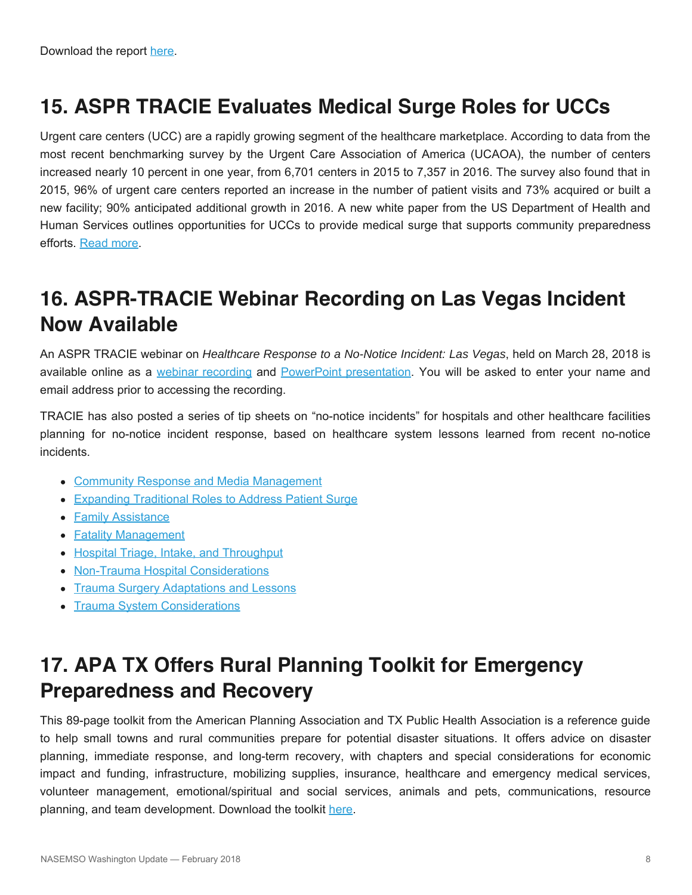Download the report here.

## 15. ASPR TRACIE Evaluates Medical Surge Roles for UCCs

Urgent care centers (UCC) are a rapidly growing segment of the healthcare marketplace. According to data from the most recent benchmarking survey by the Urgent Care Association of America (UCAOA), the number of centers increased nearly 10 percent in one year, from 6,701 centers in 2015 to 7,357 in 2016. The survey also found that in 2015, 96% of urgent care centers reported an increase in the number of patient visits and 73% acquired or built a new facility; 90% anticipated additional growth in 2016. A new white paper from the US Department of Health and Human Services outlines opportunities for UCCs to provide medical surge that supports community preparedness efforts. Read more.

## 16. ASPR-TRACIE Webinar Recording on Las Vegas Incident Now Available

An ASPR TRACIE webinar on *Healthcare Response to a No-Notice Incident: Las Vegas*, held on March 28, 2018 is available online as a webinar recording and PowerPoint presentation. You will be asked to enter your name and email address prior to accessing the recording.

TRACIE has also posted a series of tip sheets on "no-notice incidents" for hospitals and other healthcare facilities planning for no-notice incident response, based on healthcare system lessons learned from recent no-notice incidents.

- Community Response and Media Management
- Expanding Traditional Roles to Address Patient Surge
- Family Assistance
- Fatality Management
- Hospital Triage, Intake, and Throughput
- Non-Trauma Hospital Considerations
- Trauma Surgery Adaptations and Lessons
- Trauma System Considerations

## 17. APA TX Offers Rural Planning Toolkit for Emergency Preparedness and Recovery

This 89-page toolkit from the American Planning Association and TX Public Health Association is a reference guide to help small towns and rural communities prepare for potential disaster situations. It offers advice on disaster planning, immediate response, and long-term recovery, with chapters and special considerations for economic impact and funding, infrastructure, mobilizing supplies, insurance, healthcare and emergency medical services, volunteer management, emotional/spiritual and social services, animals and pets, communications, resource planning, and team development. Download the toolkit here.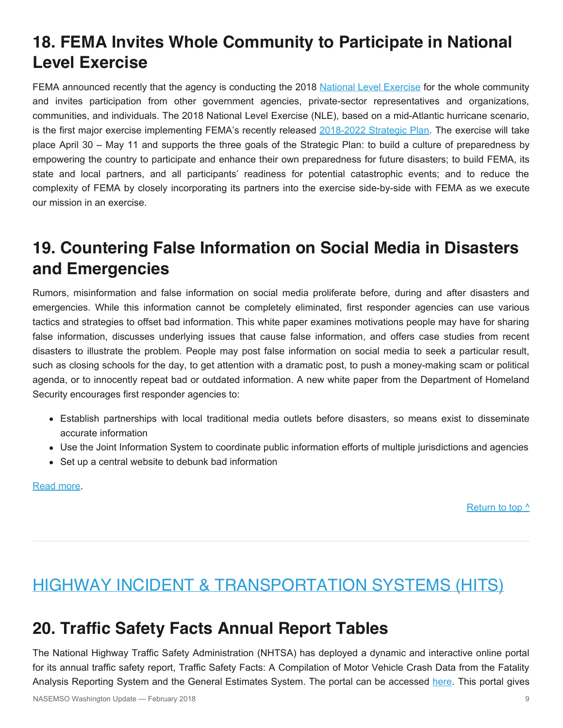## 18. FEMA Invites Whole Community to Participate in National Level Exercise

FEMA announced recently that the agency is conducting the 2018 National Level Exercise for the whole community and invites participation from other government agencies, private-sector representatives and organizations, communities, and individuals. The 2018 National Level Exercise (NLE), based on a mid-Atlantic hurricane scenario, is the first major exercise implementing FEMA's recently released 2018-2022 Strategic Plan. The exercise will take place April 30 – May 11 and supports the three goals of the Strategic Plan: to build a culture of preparedness by empowering the country to participate and enhance their own preparedness for future disasters; to build FEMA, its state and local partners, and all participants' readiness for potential catastrophic events; and to reduce the complexity of FEMA by closely incorporating its partners into the exercise side-by-side with FEMA as we execute our mission in an exercise.

## 19. Countering False Information on Social Media in Disasters and Emergencies

Rumors, misinformation and false information on social media proliferate before, during and after disasters and emergencies. While this information cannot be completely eliminated, first responder agencies can use various tactics and strategies to offset bad information. This white paper examines motivations people may have for sharing false information, discusses underlying issues that cause false information, and offers case studies from recent disasters to illustrate the problem. People may post false information on social media to seek a particular result, such as closing schools for the day, to get attention with a dramatic post, to push a money-making scam or political agenda, or to innocently repeat bad or outdated information. A new white paper from the Department of Homeland Security encourages first responder agencies to:

- Establish partnerships with local traditional media outlets before disasters, so means exist to disseminate accurate information
- Use the Joint Information System to coordinate public information efforts of multiple jurisdictions and agencies
- Set up a central website to debunk bad information

Read more.

Return to top ^

# HIGHWAY INCIDENT & TRANSPORTATION SYSTEMS (HITS)

## 20. Traffic Safety Facts Annual Report Tables

The National Highway Traffic Safety Administration (NHTSA) has deployed a dynamic and interactive online portal for its annual traffic safety report, Traffic Safety Facts: A Compilation of Motor Vehicle Crash Data from the Fatality Analysis Reporting System and the General Estimates System. The portal can be accessed here. This portal gives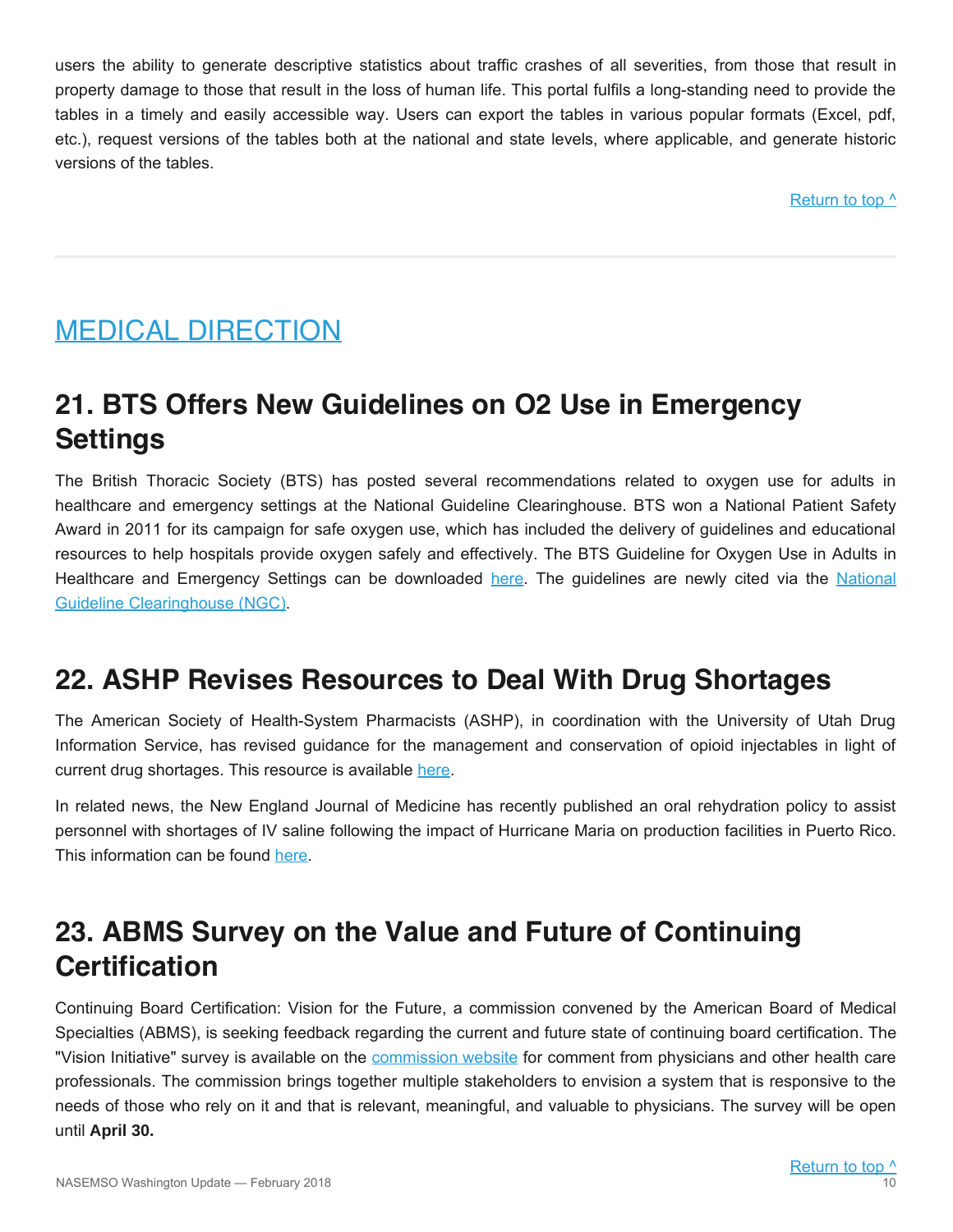users the ability to generate descriptive statistics about traffic crashes of all severities, from those that result in property damage to those that result in the loss of human life. This portal fulfils a long-standing need to provide the tables in a timely and easily accessible way. Users can export the tables in various popular formats (Excel, pdf, etc.), request versions of the tables both at the national and state levels, where applicable, and generate historic versions of the tables.

Return to top ^

---

# MEDICAL DIRECTION

## 21. BTS Offers New Guidelines on O2 Use in Emergency Settings

The British Thoracic Society (BTS) has posted several recommendations related to oxygen use for adults in healthcare and emergency settings at the National Guideline Clearinghouse. BTS won a National Patient Safety Award in 2011 for its campaign for safe oxygen use, which has included the delivery of guidelines and educational resources to help hospitals provide oxygen safely and effectively. The BTS Guideline for Oxygen Use in Adults in Healthcare and Emergency Settings can be downloaded here. The guidelines are newly cited via the National Guideline Clearinghouse (NGC).

## 22. ASHP Revises Resources to Deal With Drug Shortages

The American Society of Health-System Pharmacists (ASHP), in coordination with the University of Utah Drug Information Service, has revised guidance for the management and conservation of opioid injectables in light of current drug shortages. This resource is available here.

In related news, the New England Journal of Medicine has recently published an oral rehydration policy to assist personnel with shortages of IV saline following the impact of Hurricane Maria on production facilities in Puerto Rico. This information can be found here.

## 23. ABMS Survey on the Value and Future of Continuing Certification

Continuing Board Certification: Vision for the Future, a commission convened by the American Board of Medical Specialties (ABMS), is seeking feedback regarding the current and future state of continuing board certification. The "Vision Initiative" survey is available on the commission website for comment from physicians and other health care professionals. The commission brings together multiple stakeholders to envision a system that is responsive to the needs of those who rely on it and that is relevant, meaningful, and valuable to physicians. The survey will be open until **April 30.**

Return to top ^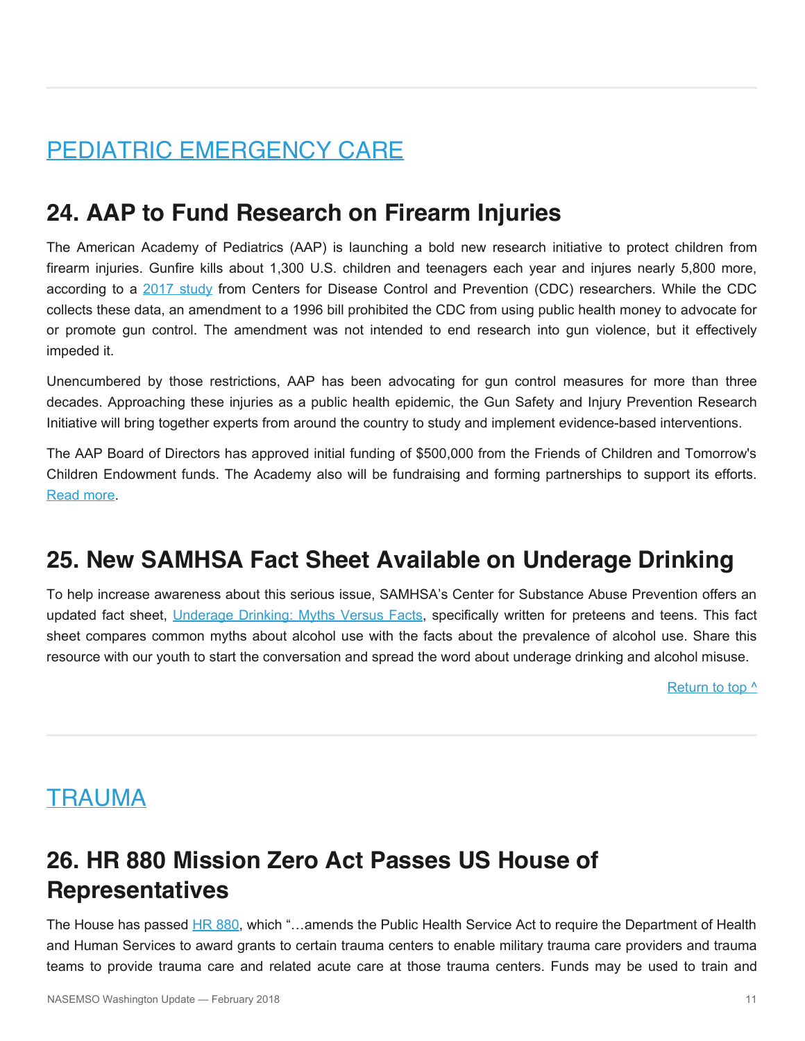## PEDIATRIC EMERGENCY CARE

### 24. AAP to Fund Research on Firearm Injuries

The American Academy of Pediatrics (AAP) is launching a bold new research initiative to protect children from firearm injuries. Gunfire kills about 1,300 U.S. children and teenagers each year and injures nearly 5,800 more, according to a 2017 study from Centers for Disease Control and Prevention (CDC) researchers. While the CDC collects these data, an amendment to a 1996 bill prohibited the CDC from using public health money to advocate for or promote gun control. The amendment was not intended to end research into gun violence, but it effectively impeded it.

Unencumbered by those restrictions, AAP has been advocating for gun control measures for more than three decades. Approaching these injuries as a public health epidemic, the Gun Safety and Injury Prevention Research Initiative will bring together experts from around the country to study and implement evidence-based interventions.

The AAP Board of Directors has approved initial funding of $500,000 from the Friends of Children and Tomorrow's Children Endowment funds. The Academy also will be fundraising and forming partnerships to support its efforts. Read more.

### 25. New SAMHSA Fact Sheet Available on Underage Drinking

To help increase awareness about this serious issue, SAMHSA's Center for Substance Abuse Prevention offers an updated fact sheet, Underage Drinking: Myths Versus Facts, specifically written for preteens and teens. This fact sheet compares common myths about alcohol use with the facts about the prevalence of alcohol use. Share this resource with our youth to start the conversation and spread the word about underage drinking and alcohol misuse.

Return to top ^

## TRAUMA

### 26. HR 880 Mission Zero Act Passes US House of Representatives

The House has passed HR 880, which "…amends the Public Health Service Act to require the Department of Health and Human Services to award grants to certain trauma centers to enable military trauma care providers and trauma teams to provide trauma care and related acute care at those trauma centers. Funds may be used to train and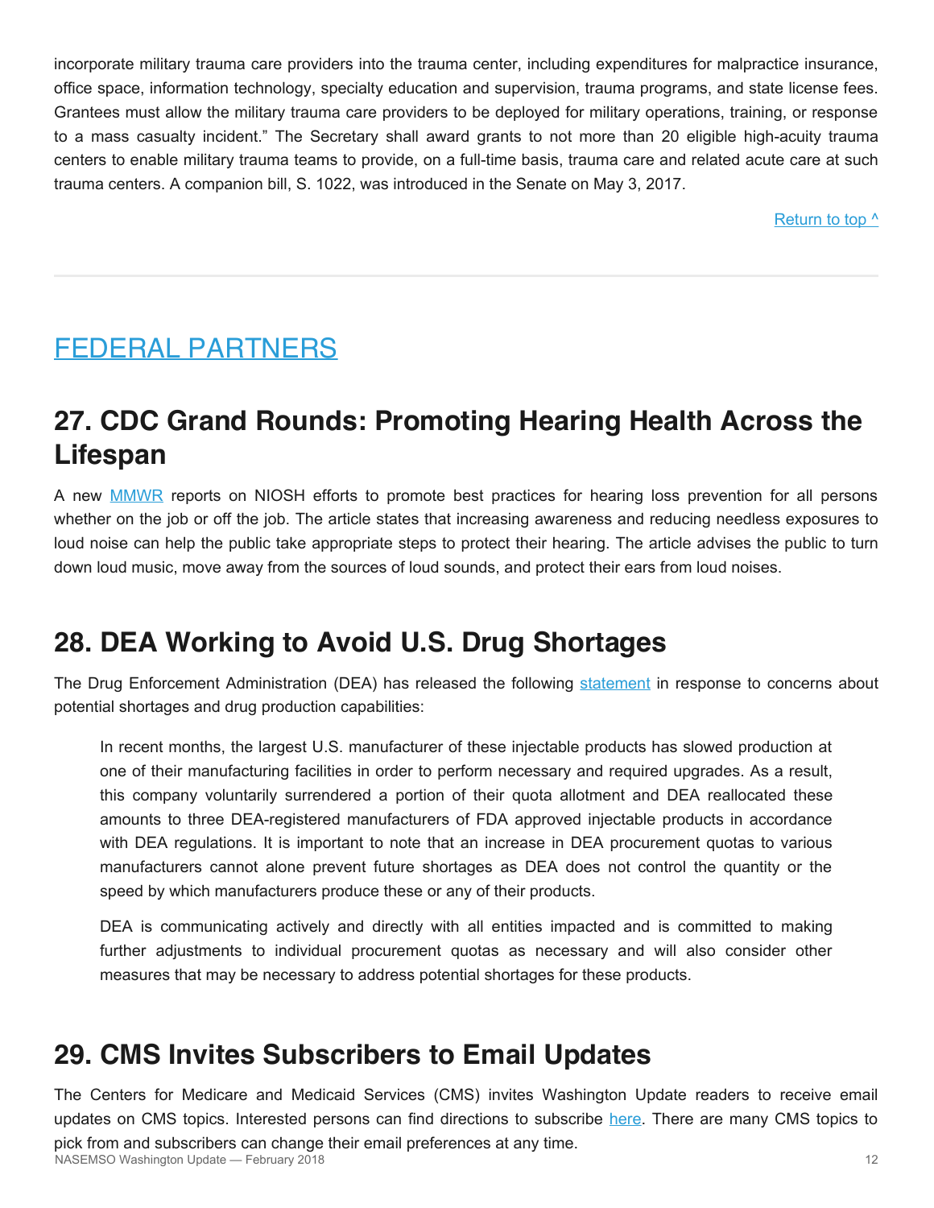incorporate military trauma care providers into the trauma center, including expenditures for malpractice insurance, office space, information technology, specialty education and supervision, trauma programs, and state license fees. Grantees must allow the military trauma care providers to be deployed for military operations, training, or response to a mass casualty incident." The Secretary shall award grants to not more than 20 eligible high-acuity trauma centers to enable military trauma teams to provide, on a full-time basis, trauma care and related acute care at such trauma centers. A companion bill, S. 1022, was introduced in the Senate on May 3, 2017.

Return to top ^

---

# FEDERAL PARTNERS

## 27. CDC Grand Rounds: Promoting Hearing Health Across the Lifespan

A new MMWR reports on NIOSH efforts to promote best practices for hearing loss prevention for all persons whether on the job or off the job. The article states that increasing awareness and reducing needless exposures to loud noise can help the public take appropriate steps to protect their hearing. The article advises the public to turn down loud music, move away from the sources of loud sounds, and protect their ears from loud noises.

## 28. DEA Working to Avoid U.S. Drug Shortages

The Drug Enforcement Administration (DEA) has released the following statement in response to concerns about potential shortages and drug production capabilities:

> In recent months, the largest U.S. manufacturer of these injectable products has slowed production at one of their manufacturing facilities in order to perform necessary and required upgrades. As a result, this company voluntarily surrendered a portion of their quota allotment and DEA reallocated these amounts to three DEA-registered manufacturers of FDA approved injectable products in accordance with DEA regulations. It is important to note that an increase in DEA procurement quotas to various manufacturers cannot alone prevent future shortages as DEA does not control the quantity or the speed by which manufacturers produce these or any of their products.
>
> DEA is communicating actively and directly with all entities impacted and is committed to making further adjustments to individual procurement quotas as necessary and will also consider other measures that may be necessary to address potential shortages for these products.

## 29. CMS Invites Subscribers to Email Updates

The Centers for Medicare and Medicaid Services (CMS) invites Washington Update readers to receive email updates on CMS topics. Interested persons can find directions to subscribe here. There are many CMS topics to pick from and subscribers can change their email preferences at any time.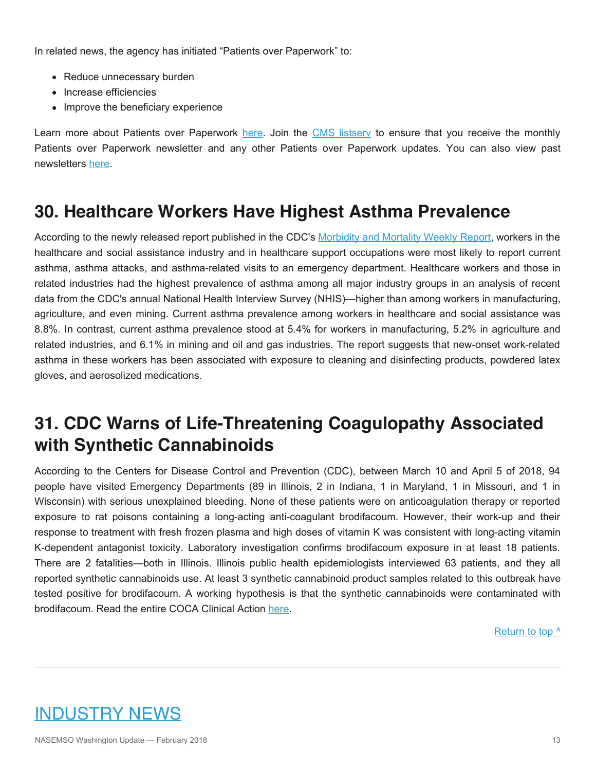In related news, the agency has initiated "Patients over Paperwork" to:

- Reduce unnecessary burden
- Increase efficiencies
- Improve the beneficiary experience

Learn more about Patients over Paperwork here. Join the CMS listserv to ensure that you receive the monthly Patients over Paperwork newsletter and any other Patients over Paperwork updates. You can also view past newsletters here.

## 30. Healthcare Workers Have Highest Asthma Prevalence

According to the newly released report published in the CDC's Morbidity and Mortality Weekly Report, workers in the healthcare and social assistance industry and in healthcare support occupations were most likely to report current asthma, asthma attacks, and asthma-related visits to an emergency department. Healthcare workers and those in related industries had the highest prevalence of asthma among all major industry groups in an analysis of recent data from the CDC's annual National Health Interview Survey (NHIS)—higher than among workers in manufacturing, agriculture, and even mining. Current asthma prevalence among workers in healthcare and social assistance was 8.8%. In contrast, current asthma prevalence stood at 5.4% for workers in manufacturing, 5.2% in agriculture and related industries, and 6.1% in mining and oil and gas industries. The report suggests that new-onset work-related asthma in these workers has been associated with exposure to cleaning and disinfecting products, powdered latex gloves, and aerosolized medications.

## 31. CDC Warns of Life-Threatening Coagulopathy Associated with Synthetic Cannabinoids

According to the Centers for Disease Control and Prevention (CDC), between March 10 and April 5 of 2018, 94 people have visited Emergency Departments (89 in Illinois, 2 in Indiana, 1 in Maryland, 1 in Missouri, and 1 in Wisconsin) with serious unexplained bleeding. None of these patients were on anticoagulation therapy or reported exposure to rat poisons containing a long-acting anti-coagulant brodifacoum. However, their work-up and their response to treatment with fresh frozen plasma and high doses of vitamin K was consistent with long-acting vitamin K-dependent antagonist toxicity. Laboratory investigation confirms brodifacoum exposure in at least 18 patients. There are 2 fatalities—both in Illinois. Illinois public health epidemiologists interviewed 63 patients, and they all reported synthetic cannabinoids use. At least 3 synthetic cannabinoid product samples related to this outbreak have tested positive for brodifacoum. A working hypothesis is that the synthetic cannabinoids were contaminated with brodifacoum. Read the entire COCA Clinical Action here.

Return to top ^

---

# INDUSTRY NEWS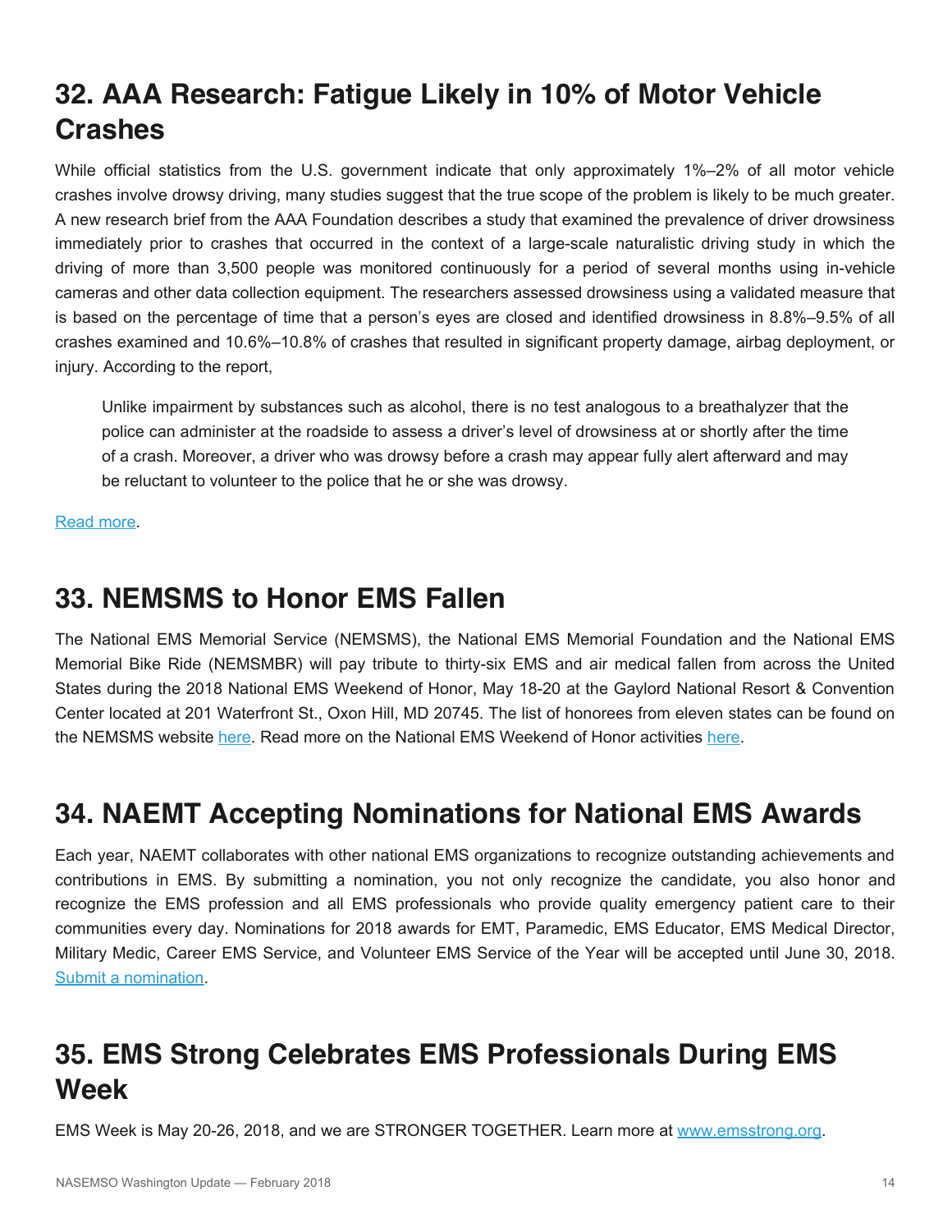## 32. AAA Research: Fatigue Likely in 10% of Motor Vehicle Crashes

While official statistics from the U.S. government indicate that only approximately 1%–2% of all motor vehicle crashes involve drowsy driving, many studies suggest that the true scope of the problem is likely to be much greater. A new research brief from the AAA Foundation describes a study that examined the prevalence of driver drowsiness immediately prior to crashes that occurred in the context of a large-scale naturalistic driving study in which the driving of more than 3,500 people was monitored continuously for a period of several months using in-vehicle cameras and other data collection equipment. The researchers assessed drowsiness using a validated measure that is based on the percentage of time that a person's eyes are closed and identified drowsiness in 8.8%–9.5% of all crashes examined and 10.6%–10.8% of crashes that resulted in significant property damage, airbag deployment, or injury. According to the report,

> Unlike impairment by substances such as alcohol, there is no test analogous to a breathalyzer that the police can administer at the roadside to assess a driver's level of drowsiness at or shortly after the time of a crash. Moreover, a driver who was drowsy before a crash may appear fully alert afterward and may be reluctant to volunteer to the police that he or she was drowsy.

Read more.

## 33. NEMSMS to Honor EMS Fallen

The National EMS Memorial Service (NEMSMS), the National EMS Memorial Foundation and the National EMS Memorial Bike Ride (NEMSMBR) will pay tribute to thirty-six EMS and air medical fallen from across the United States during the 2018 National EMS Weekend of Honor, May 18-20 at the Gaylord National Resort & Convention Center located at 201 Waterfront St., Oxon Hill, MD 20745. The list of honorees from eleven states can be found on the NEMSMS website here. Read more on the National EMS Weekend of Honor activities here.

## 34. NAEMT Accepting Nominations for National EMS Awards

Each year, NAEMT collaborates with other national EMS organizations to recognize outstanding achievements and contributions in EMS. By submitting a nomination, you not only recognize the candidate, you also honor and recognize the EMS profession and all EMS professionals who provide quality emergency patient care to their communities every day. Nominations for 2018 awards for EMT, Paramedic, EMS Educator, EMS Medical Director, Military Medic, Career EMS Service, and Volunteer EMS Service of the Year will be accepted until June 30, 2018. Submit a nomination.

## 35. EMS Strong Celebrates EMS Professionals During EMS Week

EMS Week is May 20-26, 2018, and we are STRONGER TOGETHER. Learn more at www.emsstrong.org.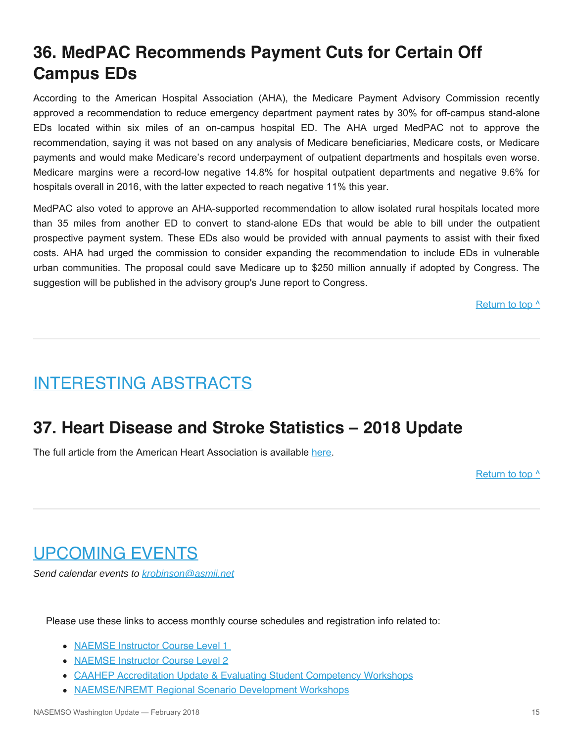## 36. MedPAC Recommends Payment Cuts for Certain Off Campus EDs

According to the American Hospital Association (AHA), the Medicare Payment Advisory Commission recently approved a recommendation to reduce emergency department payment rates by 30% for off-campus stand-alone EDs located within six miles of an on-campus hospital ED. The AHA urged MedPAC not to approve the recommendation, saying it was not based on any analysis of Medicare beneficiaries, Medicare costs, or Medicare payments and would make Medicare's record underpayment of outpatient departments and hospitals even worse. Medicare margins were a record-low negative 14.8% for hospital outpatient departments and negative 9.6% for hospitals overall in 2016, with the latter expected to reach negative 11% this year.

MedPAC also voted to approve an AHA-supported recommendation to allow isolated rural hospitals located more than 35 miles from another ED to convert to stand-alone EDs that would be able to bill under the outpatient prospective payment system. These EDs also would be provided with annual payments to assist with their fixed costs. AHA had urged the commission to consider expanding the recommendation to include EDs in vulnerable urban communities. The proposal could save Medicare up to $250 million annually if adopted by Congress. The suggestion will be published in the advisory group's June report to Congress.

Return to top ^

---

# INTERESTING ABSTRACTS

## 37. Heart Disease and Stroke Statistics – 2018 Update

The full article from the American Heart Association is available here.

Return to top ^

---

# UPCOMING EVENTS

*Send calendar events to krobinson@asmii.net*

Please use these links to access monthly course schedules and registration info related to:

- NAEMSE Instructor Course Level 1
- NAEMSE Instructor Course Level 2
- CAAHEP Accreditation Update & Evaluating Student Competency Workshops
- NAEMSE/NREMT Regional Scenario Development Workshops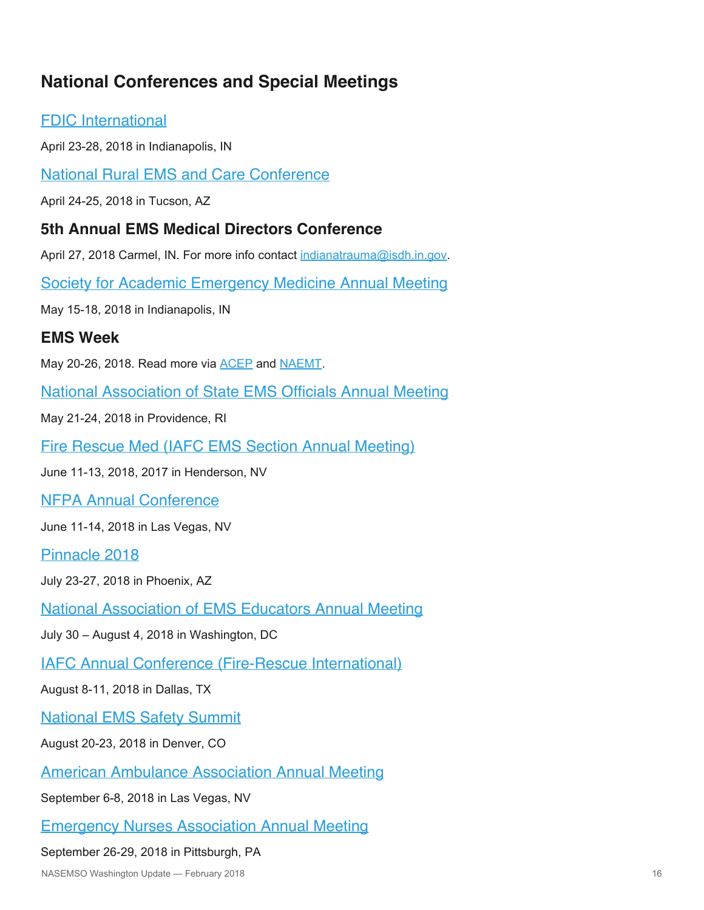## National Conferences and Special Meetings

### FDIC International

April 23-28, 2018 in Indianapolis, IN

### National Rural EMS and Care Conference

April 24-25, 2018 in Tucson, AZ

### 5th Annual EMS Medical Directors Conference

April 27, 2018 Carmel, IN. For more info contact indianatrauma@isdh.in.gov.

### Society for Academic Emergency Medicine Annual Meeting

May 15-18, 2018 in Indianapolis, IN

### EMS Week

May 20-26, 2018. Read more via ACEP and NAEMT.

### National Association of State EMS Officials Annual Meeting

May 21-24, 2018 in Providence, RI

### Fire Rescue Med (IAFC EMS Section Annual Meeting)

June 11-13, 2018, 2017 in Henderson, NV

### NFPA Annual Conference

June 11-14, 2018 in Las Vegas, NV

### Pinnacle 2018

July 23-27, 2018 in Phoenix, AZ

### National Association of EMS Educators Annual Meeting

July 30 – August 4, 2018 in Washington, DC

### IAFC Annual Conference (Fire-Rescue International)

August 8-11, 2018 in Dallas, TX

### National EMS Safety Summit

August 20-23, 2018 in Denver, CO

### American Ambulance Association Annual Meeting

September 6-8, 2018 in Las Vegas, NV

### Emergency Nurses Association Annual Meeting

September 26-29, 2018 in Pittsburgh, PA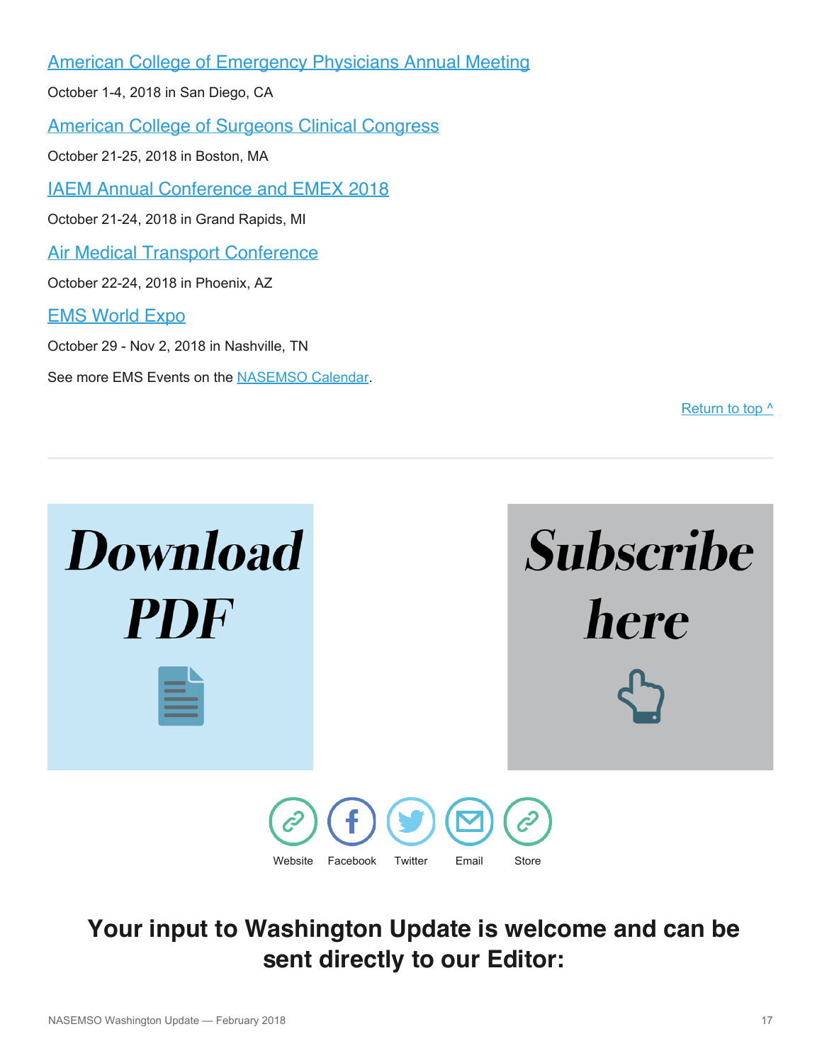[American College of Emergency Physicians Annual Meeting]

October 1-4, 2018 in San Diego, CA

[American College of Surgeons Clinical Congress]

October 21-25, 2018 in Boston, MA

[IAEM Annual Conference and EMEX 2018]

October 21-24, 2018 in Grand Rapids, MI

[Air Medical Transport Conference]

October 22-24, 2018 in Phoenix, AZ

[EMS World Expo]

October 29 - Nov 2, 2018 in Nashville, TN

See more EMS Events on the NASEMSO Calendar.

Return to top ^

---

**Download PDF**

**Subscribe here**

Website Facebook Twitter Email Store

## Your input to Washington Update is welcome and can be sent directly to our Editor: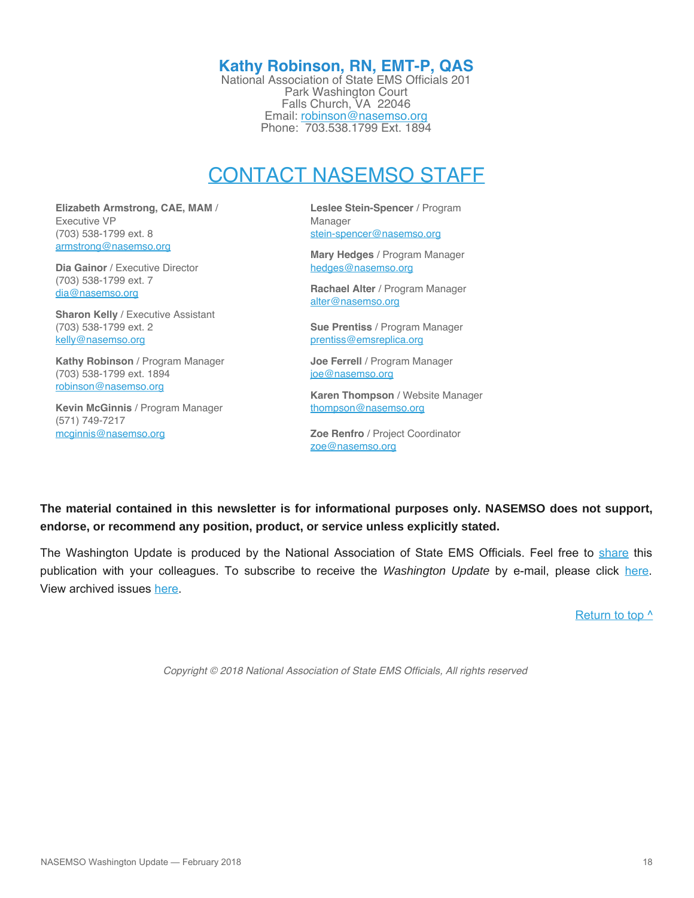**Kathy Robinson, RN, EMT-P, QAS**
National Association of State EMS Officials 201
Park Washington Court
Falls Church, VA 22046
Email: robinson@nasemso.org
Phone: 703.538.1799 Ext. 1894

## CONTACT NASEMSO STAFF

**Elizabeth Armstrong, CAE, MAM** / Executive VP
(703) 538-1799 ext. 8
armstrong@nasemso.org

**Dia Gainor** / Executive Director
(703) 538-1799 ext. 7
dia@nasemso.org

**Sharon Kelly** / Executive Assistant
(703) 538-1799 ext. 2
kelly@nasemso.org

**Kathy Robinson** / Program Manager
(703) 538-1799 ext. 1894
robinson@nasemso.org

**Kevin McGinnis** / Program Manager
(571) 749-7217
mcginnis@nasemso.org

**Leslee Stein-Spencer** / Program Manager
stein-spencer@nasemso.org

**Mary Hedges** / Program Manager
hedges@nasemso.org

**Rachael Alter** / Program Manager
alter@nasemso.org

**Sue Prentiss** / Program Manager
prentiss@emsreplica.org

**Joe Ferrell** / Program Manager
joe@nasemso.org

**Karen Thompson** / Website Manager
thompson@nasemso.org

**Zoe Renfro** / Project Coordinator
zoe@nasemso.org

**The material contained in this newsletter is for informational purposes only. NASEMSO does not support, endorse, or recommend any position, product, or service unless explicitly stated.**

The Washington Update is produced by the National Association of State EMS Officials. Feel free to share this publication with your colleagues. To subscribe to receive the *Washington Update* by e-mail, please click here. View archived issues here.

Return to top ^

*Copyright © 2018 National Association of State EMS Officials, All rights reserved*